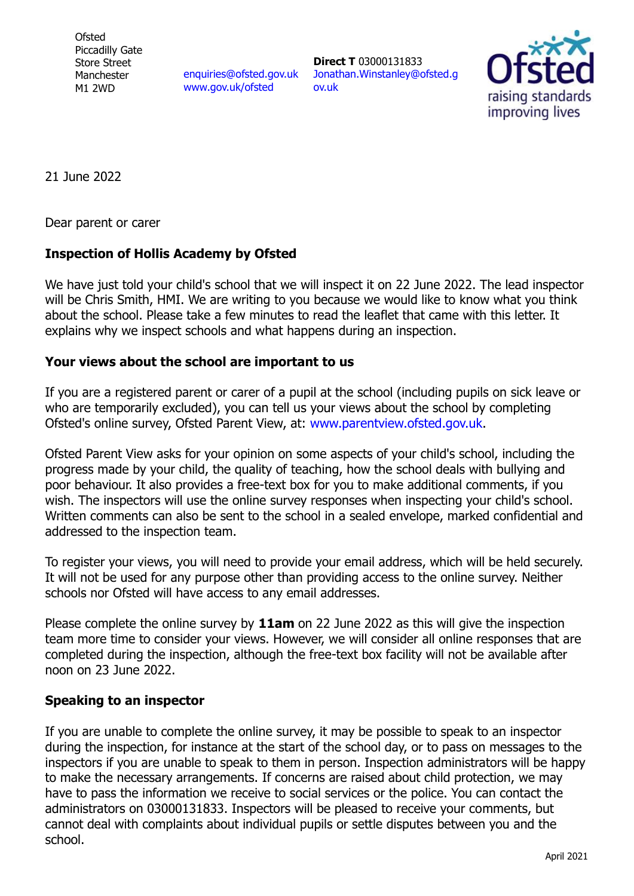Ofsted
Piccadilly Gate
Store Street
Manchester
M1 2WD

enquiries@ofsted.gov.uk
www.gov.uk/ofsted

**Direct T** 03000131833
Jonathan.Winstanley@ofsted.gov.uk

21 June 2022

Dear parent or carer

**Inspection of Hollis Academy by Ofsted**

We have just told your child's school that we will inspect it on 22 June 2022. The lead inspector will be Chris Smith, HMI. We are writing to you because we would like to know what you think about the school. Please take a few minutes to read the leaflet that came with this letter. It explains why we inspect schools and what happens during an inspection.

**Your views about the school are important to us**

If you are a registered parent or carer of a pupil at the school (including pupils on sick leave or who are temporarily excluded), you can tell us your views about the school by completing Ofsted's online survey, Ofsted Parent View, at: www.parentview.ofsted.gov.uk.

Ofsted Parent View asks for your opinion on some aspects of your child's school, including the progress made by your child, the quality of teaching, how the school deals with bullying and poor behaviour. It also provides a free-text box for you to make additional comments, if you wish. The inspectors will use the online survey responses when inspecting your child's school. Written comments can also be sent to the school in a sealed envelope, marked confidential and addressed to the inspection team.

To register your views, you will need to provide your email address, which will be held securely. It will not be used for any purpose other than providing access to the online survey. Neither schools nor Ofsted will have access to any email addresses.

Please complete the online survey by **11am** on 22 June 2022 as this will give the inspection team more time to consider your views. However, we will consider all online responses that are completed during the inspection, although the free-text box facility will not be available after noon on 23 June 2022.

**Speaking to an inspector**

If you are unable to complete the online survey, it may be possible to speak to an inspector during the inspection, for instance at the start of the school day, or to pass on messages to the inspectors if you are unable to speak to them in person. Inspection administrators will be happy to make the necessary arrangements. If concerns are raised about child protection, we may have to pass the information we receive to social services or the police. You can contact the administrators on 03000131833. Inspectors will be pleased to receive your comments, but cannot deal with complaints about individual pupils or settle disputes between you and the school.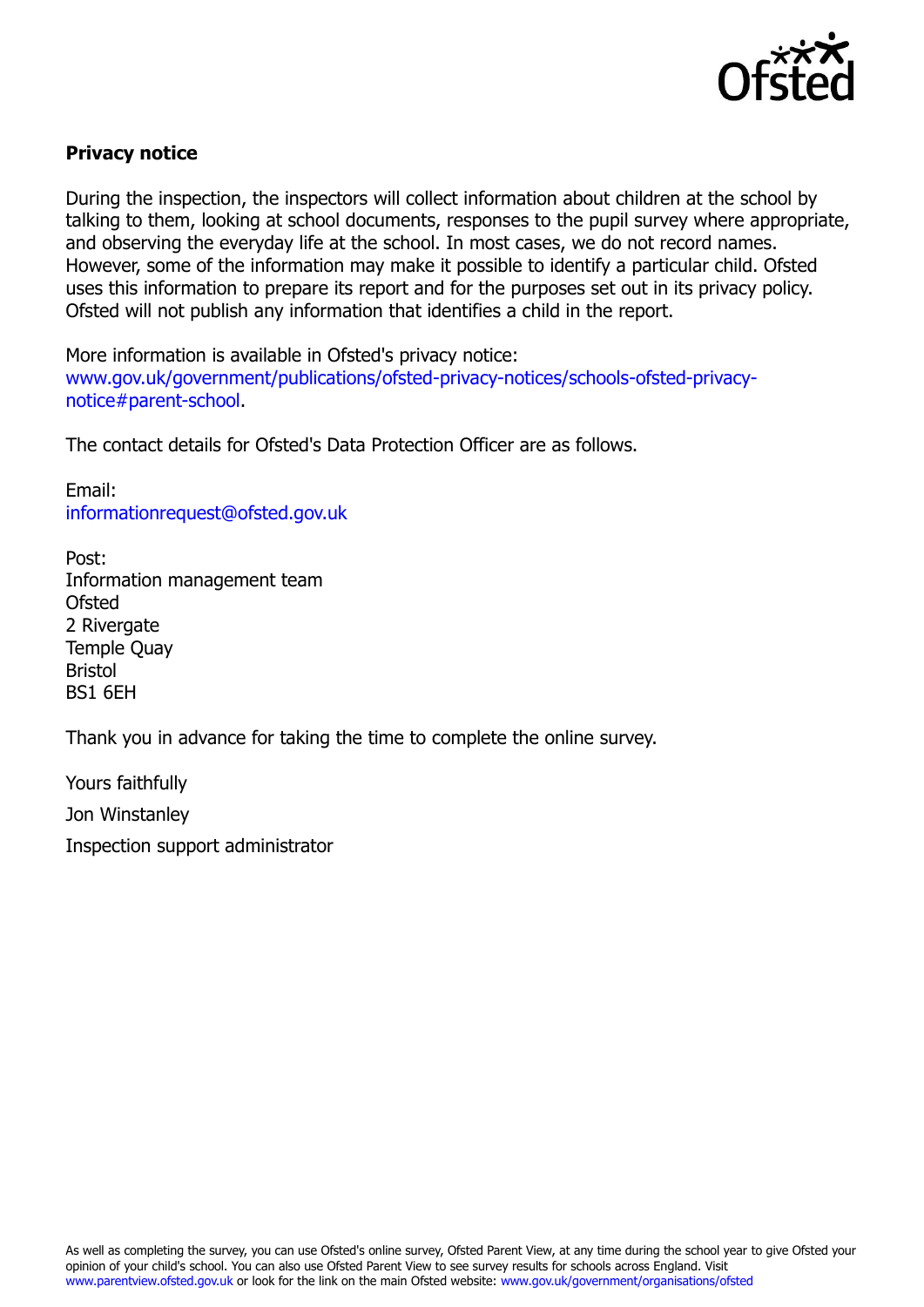**Privacy notice**

During the inspection, the inspectors will collect information about children at the school by talking to them, looking at school documents, responses to the pupil survey where appropriate, and observing the everyday life at the school. In most cases, we do not record names. However, some of the information may make it possible to identify a particular child. Ofsted uses this information to prepare its report and for the purposes set out in its privacy policy. Ofsted will not publish any information that identifies a child in the report.

More information is available in Ofsted's privacy notice: www.gov.uk/government/publications/ofsted-privacy-notices/schools-ofsted-privacy-notice#parent-school.

The contact details for Ofsted's Data Protection Officer are as follows.

Email:
informationrequest@ofsted.gov.uk

Post:
Information management team
Ofsted
2 Rivergate
Temple Quay
Bristol
BS1 6EH

Thank you in advance for taking the time to complete the online survey.

Yours faithfully

Jon Winstanley

Inspection support administrator

As well as completing the survey, you can use Ofsted's online survey, Ofsted Parent View, at any time during the school year to give Ofsted your opinion of your child's school. You can also use Ofsted Parent View to see survey results for schools across England. Visit www.parentview.ofsted.gov.uk or look for the link on the main Ofsted website: www.gov.uk/government/organisations/ofsted